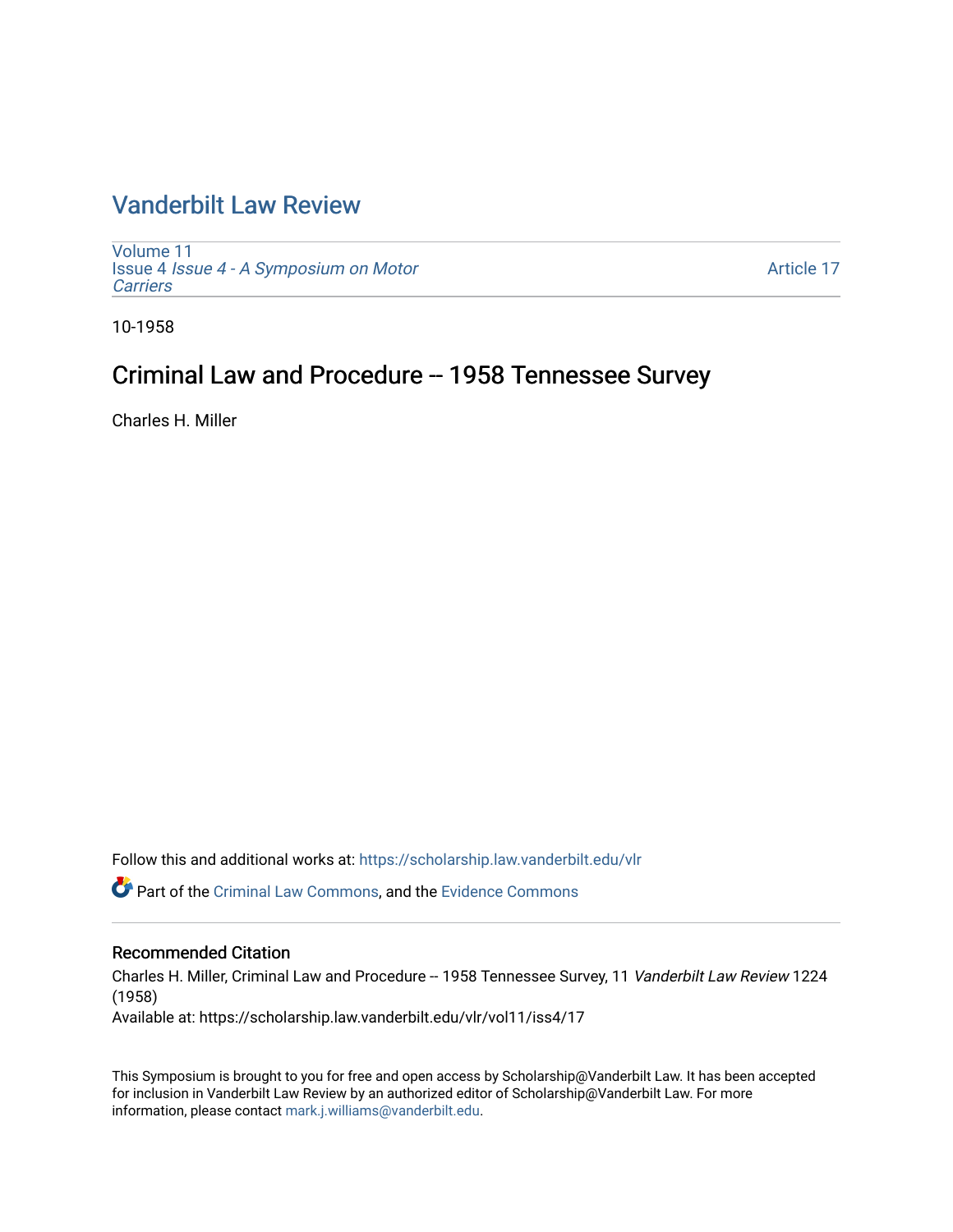# Vanderbilt Law Review

Volume 11
Issue 4 *Issue 4 - A Symposium on Motor Carriers*

Article 17

10-1958

## Criminal Law and Procedure -- 1958 Tennessee Survey

Charles H. Miller

Follow this and additional works at: https://scholarship.law.vanderbilt.edu/vlr

Part of the Criminal Law Commons, and the Evidence Commons

### Recommended Citation

Charles H. Miller, Criminal Law and Procedure -- 1958 Tennessee Survey, 11 *Vanderbilt Law Review* 1224 (1958)

Available at: https://scholarship.law.vanderbilt.edu/vlr/vol11/iss4/17

This Symposium is brought to you for free and open access by Scholarship@Vanderbilt Law. It has been accepted for inclusion in Vanderbilt Law Review by an authorized editor of Scholarship@Vanderbilt Law. For more information, please contact mark.j.williams@vanderbilt.edu.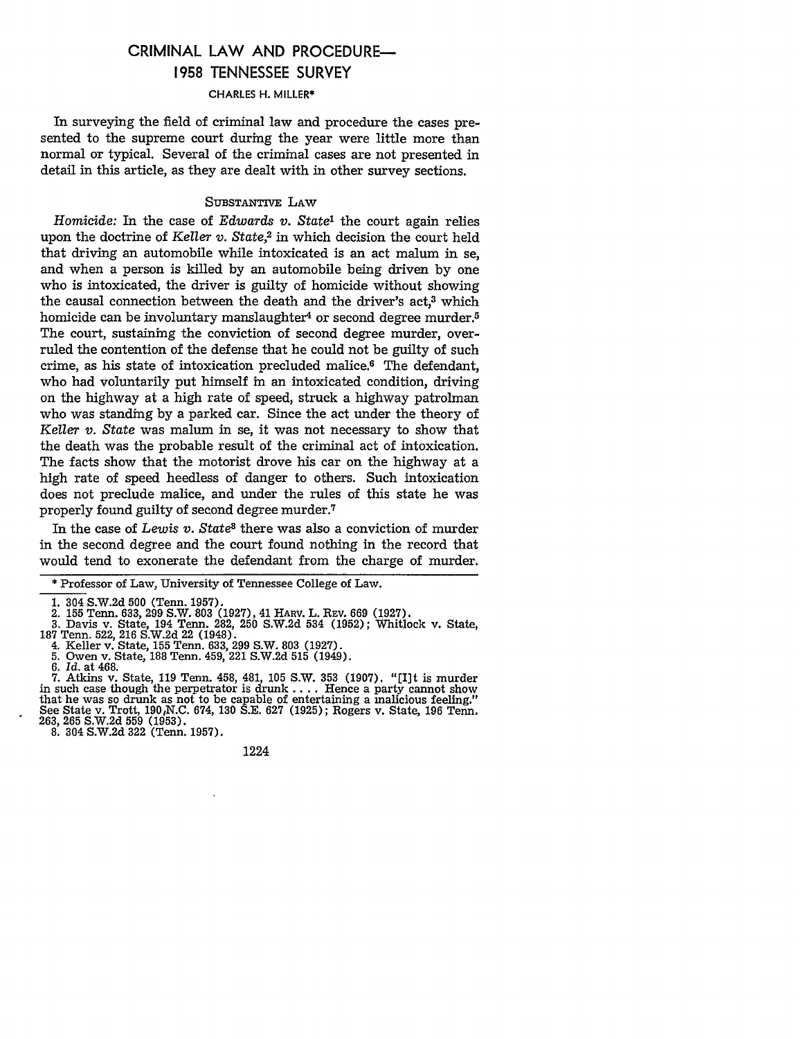# CRIMINAL LAW AND PROCEDURE— 1958 TENNESSEE SURVEY

CHARLES H. MILLER*

In surveying the field of criminal law and procedure the cases presented to the supreme court during the year were little more than normal or typical. Several of the criminal cases are not presented in detail in this article, as they are dealt with in other survey sections.

## SUBSTANTIVE LAW

*Homicide:* In the case of *Edwards v. State*[1] the court again relies upon the doctrine of *Keller v. State*,[2] in which decision the court held that driving an automobile while intoxicated is an act malum in se, and when a person is killed by an automobile being driven by one who is intoxicated, the driver is guilty of homicide without showing the causal connection between the death and the driver's act,[3] which homicide can be involuntary manslaughter[4] or second degree murder.[5] The court, sustaining the conviction of second degree murder, overruled the contention of the defense that he could not be guilty of such crime, as his state of intoxication precluded malice.[6] The defendant, who had voluntarily put himself in an intoxicated condition, driving on the highway at a high rate of speed, struck a highway patrolman who was standing by a parked car. Since the act under the theory of *Keller v. State* was malum in se, it was not necessary to show that the death was the probable result of the criminal act of intoxication. The facts show that the motorist drove his car on the highway at a high rate of speed heedless of danger to others. Such intoxication does not preclude malice, and under the rules of this state he was properly found guilty of second degree murder.[7]

In the case of *Lewis v. State*[8] there was also a conviction of murder in the second degree and the court found nothing in the record that would tend to exonerate the defendant from the charge of murder.

---

\* Professor of Law, University of Tennessee College of Law.

1. 304 S.W.2d 500 (Tenn. 1957).
2. 155 Tenn. 633, 299 S.W. 803 (1927), 41 HARV. L. REV. 669 (1927).
3. Davis v. State, 194 Tenn. 282, 250 S.W.2d 534 (1952); Whitlock v. State, 187 Tenn. 522, 216 S.W.2d 22 (1948).
4. Keller v. State, 155 Tenn. 633, 299 S.W. 803 (1927).
5. Owen v. State, 188 Tenn. 459, 221 S.W.2d 515 (1949).
6. *Id.* at 468.
7. Atkins v. State, 119 Tenn. 458, 481, 105 S.W. 353 (1907). "[I]t is murder in such case though the perpetrator is drunk . . . . Hence a party cannot show that he was so drunk as not to be capable of entertaining a malicious feeling." See State v. Trott, 190 N.C. 674, 130 S.E. 627 (1925); Rogers v. State, 196 Tenn. 263, 265 S.W.2d 559 (1953).
8. 304 S.W.2d 322 (Tenn. 1957).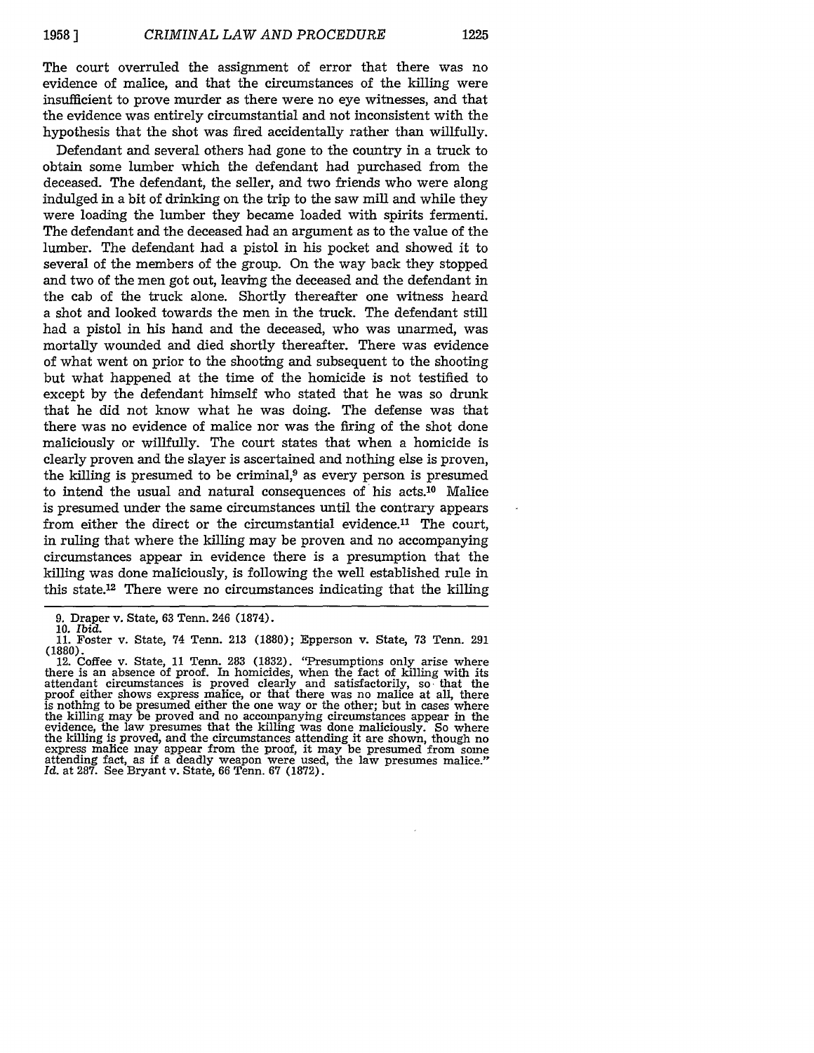The court overruled the assignment of error that there was no evidence of malice, and that the circumstances of the killing were insufficient to prove murder as there were no eye witnesses, and that the evidence was entirely circumstantial and not inconsistent with the hypothesis that the shot was fired accidentally rather than willfully.

Defendant and several others had gone to the country in a truck to obtain some lumber which the defendant had purchased from the deceased. The defendant, the seller, and two friends who were along indulged in a bit of drinking on the trip to the saw mill and while they were loading the lumber they became loaded with spirits fermenti. The defendant and the deceased had an argument as to the value of the lumber. The defendant had a pistol in his pocket and showed it to several of the members of the group. On the way back they stopped and two of the men got out, leaving the deceased and the defendant in the cab of the truck alone. Shortly thereafter one witness heard a shot and looked towards the men in the truck. The defendant still had a pistol in his hand and the deceased, who was unarmed, was mortally wounded and died shortly thereafter. There was evidence of what went on prior to the shooting and subsequent to the shooting but what happened at the time of the homicide is not testified to except by the defendant himself who stated that he was so drunk that he did not know what he was doing. The defense was that there was no evidence of malice nor was the firing of the shot done maliciously or willfully. The court states that when a homicide is clearly proven and the slayer is ascertained and nothing else is proven, the killing is presumed to be criminal,[9] as every person is presumed to intend the usual and natural consequences of his acts.[10] Malice is presumed under the same circumstances until the contrary appears from either the direct or the circumstantial evidence.[11] The court, in ruling that where the killing may be proven and no accompanying circumstances appear in evidence there is a presumption that the killing was done maliciously, is following the well established rule in this state.[12] There were no circumstances indicating that the killing

---

9. Draper v. State, 63 Tenn. 246 (1874).

10. *Ibid.*

11. Foster v. State, 74 Tenn. 213 (1880); Epperson v. State, 73 Tenn. 291 (1880).

12. Coffee v. State, 11 Tenn. 283 (1832). "Presumptions only arise where there is an absence of proof. In homicides, when the fact of killing with its attendant circumstances is proved clearly and satisfactorily, so that the proof either shows express malice, or that there was no malice at all, there is nothing to be presumed either the one way or the other; but in cases where the killing may be proved and no accompanying circumstances appear in the evidence, the law presumes that the killing was done maliciously. So where the killing is proved, and the circumstances attending it are shown, though no express malice may appear from the proof, it may be presumed from some attending fact, as if a deadly weapon were used, the law presumes malice." *Id.* at 287. See Bryant v. State, 66 Tenn. 67 (1872).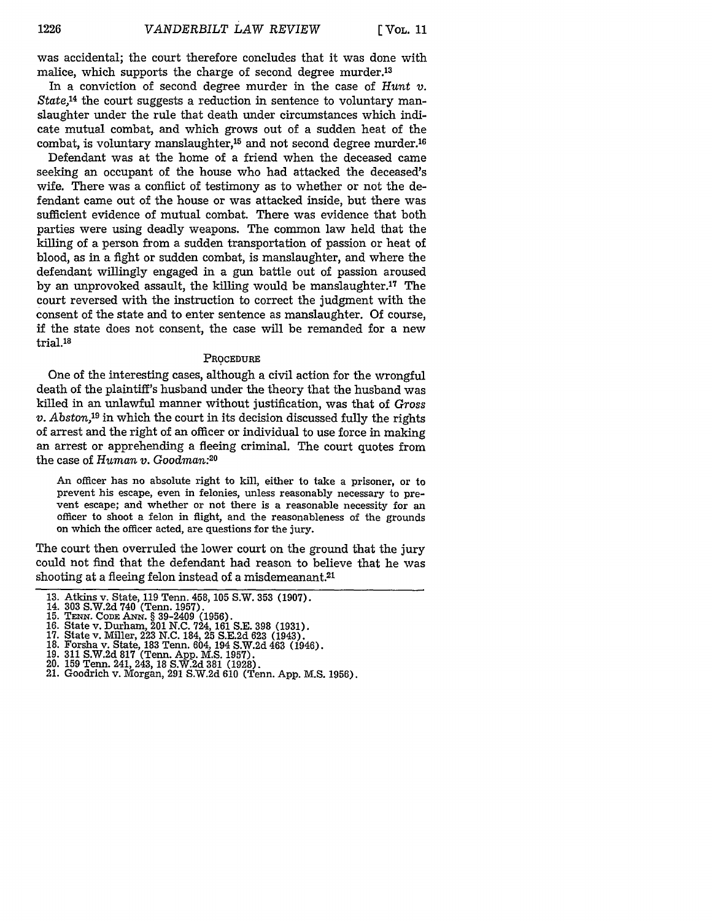was accidental; the court therefore concludes that it was done with malice, which supports the charge of second degree murder.[13]

In a conviction of second degree murder in the case of *Hunt v. State*,[14] the court suggests a reduction in sentence to voluntary manslaughter under the rule that death under circumstances which indicate mutual combat, and which grows out of a sudden heat of the combat, is voluntary manslaughter,[15] and not second degree murder.[16]

Defendant was at the home of a friend when the deceased came seeking an occupant of the house who had attacked the deceased's wife. There was a conflict of testimony as to whether or not the defendant came out of the house or was attacked inside, but there was sufficient evidence of mutual combat. There was evidence that both parties were using deadly weapons. The common law held that the killing of a person from a sudden transportation of passion or heat of blood, as in a fight or sudden combat, is manslaughter, and where the defendant willingly engaged in a gun battle out of passion aroused by an unprovoked assault, the killing would be manslaughter.[17] The court reversed with the instruction to correct the judgment with the consent of the state and to enter sentence as manslaughter. Of course, if the state does not consent, the case will be remanded for a new trial.[18]

## PROCEDURE

One of the interesting cases, although a civil action for the wrongful death of the plaintiff's husband under the theory that the husband was killed in an unlawful manner without justification, was that of *Gross v. Abston*,[19] in which the court in its decision discussed fully the rights of arrest and the right of an officer or individual to use force in making an arrest or apprehending a fleeing criminal. The court quotes from the case of *Human v. Goodman*:[20]

> An officer has no absolute right to kill, either to take a prisoner, or to prevent his escape, even in felonies, unless reasonably necessary to prevent escape; and whether or not there is a reasonable necessity for an officer to shoot a felon in flight, and the reasonableness of the grounds on which the officer acted, are questions for the jury.

The court then overruled the lower court on the ground that the jury could not find that the defendant had reason to believe that he was shooting at a fleeing felon instead of a misdemeanant.[21]

---

13. Atkins v. State, 119 Tenn. 458, 105 S.W. 353 (1907).
14. 303 S.W.2d 740 (Tenn. 1957).
15. TENN. CODE ANN. § 39-2409 (1956).
16. State v. Durham, 201 N.C. 724, 161 S.E. 398 (1931).
17. State v. Miller, 223 N.C. 184, 25 S.E.2d 623 (1943).
18. Forsha v. State, 183 Tenn. 604, 194 S.W.2d 463 (1946).
19. 311 S.W.2d 817 (Tenn. App. M.S. 1957).
20. 159 Tenn. 241, 243, 18 S.W.2d 381 (1928).
21. Goodrich v. Morgan, 291 S.W.2d 610 (Tenn. App. M.S. 1956).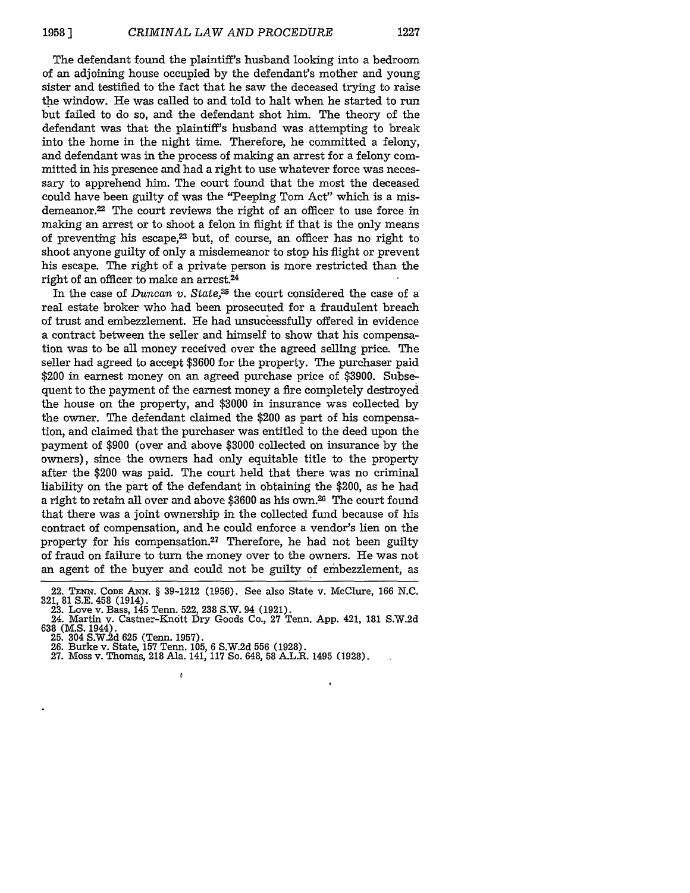The defendant found the plaintiff's husband looking into a bedroom of an adjoining house occupied by the defendant's mother and young sister and testified to the fact that he saw the deceased trying to raise the window. He was called to and told to halt when he started to run but failed to do so, and the defendant shot him. The theory of the defendant was that the plaintiff's husband was attempting to break into the home in the night time. Therefore, he committed a felony, and defendant was in the process of making an arrest for a felony committed in his presence and had a right to use whatever force was necessary to apprehend him. The court found that the most the deceased could have been guilty of was the "Peeping Tom Act" which is a misdemeanor.[22] The court reviews the right of an officer to use force in making an arrest or to shoot a felon in flight if that is the only means of preventing his escape,[23] but, of course, an officer has no right to shoot anyone guilty of only a misdemeanor to stop his flight or prevent his escape. The right of a private person is more restricted than the right of an officer to make an arrest.[24]

In the case of *Duncan v. State*,[25] the court considered the case of a real estate broker who had been prosecuted for a fraudulent breach of trust and embezzlement. He had unsuccessfully offered in evidence a contract between the seller and himself to show that his compensation was to be all money received over the agreed selling price. The seller had agreed to accept $3600 for the property. The purchaser paid $200 in earnest money on an agreed purchase price of $3900. Subsequent to the payment of the earnest money a fire completely destroyed the house on the property, and $3000 in insurance was collected by the owner. The defendant claimed the $200 as part of his compensation, and claimed that the purchaser was entitled to the deed upon the payment of $900 (over and above $3000 collected on insurance by the owners), since the owners had only equitable title to the property after the $200 was paid. The court held that there was no criminal liability on the part of the defendant in obtaining the $200, as he had a right to retain all over and above $3600 as his own.[26] The court found that there was a joint ownership in the collected fund because of his contract of compensation, and he could enforce a vendor's lien on the property for his compensation.[27] Therefore, he had not been guilty of fraud on failure to turn the money over to the owners. He was not an agent of the buyer and could not be guilty of embezzlement, as

22. TENN. CODE ANN. § 39-1212 (1956). See also State v. McClure, 166 N.C. 321, 81 S.E. 458 (1914).
23. Love v. Bass, 145 Tenn. 522, 238 S.W. 94 (1921).
24. Martin v. Castner-Knott Dry Goods Co., 27 Tenn. App. 421, 181 S.W.2d 638 (M.S. 1944).
25. 304 S.W.2d 625 (Tenn. 1957).
26. Burke v. State, 157 Tenn. 105, 6 S.W.2d 556 (1928).
27. Moss v. Thomas, 218 Ala. 141, 117 So. 648, 58 A.L.R. 1495 (1928).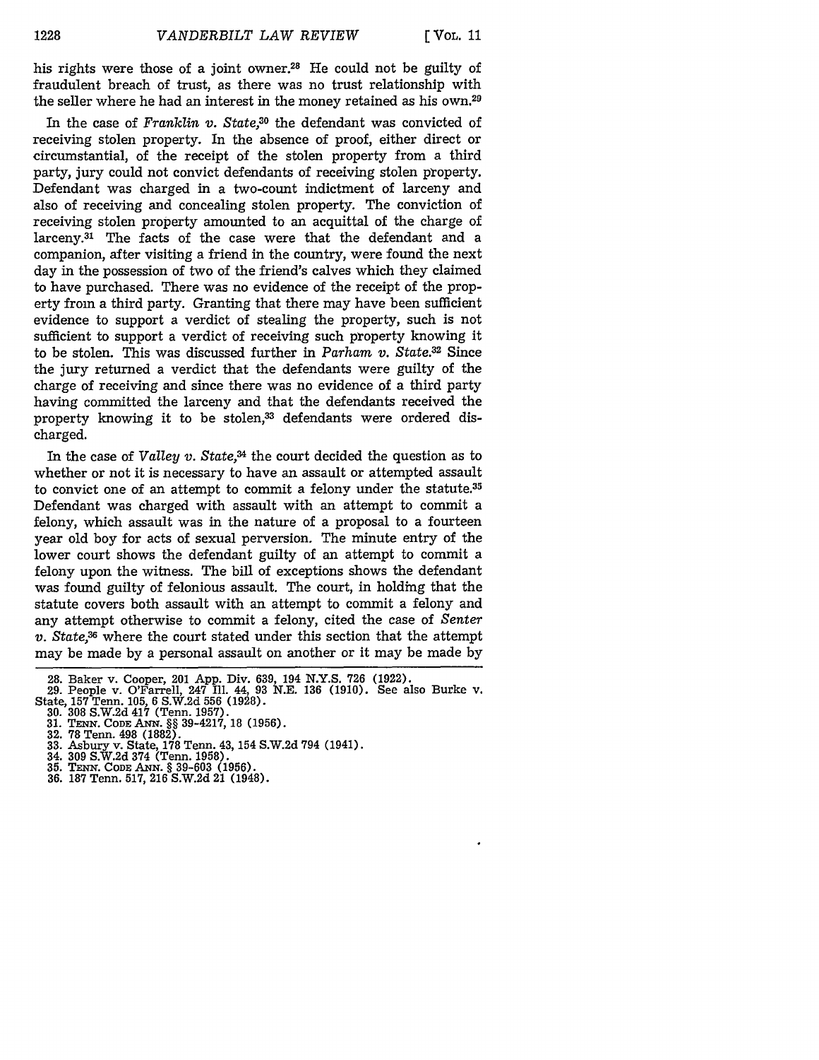his rights were those of a joint owner.[28] He could not be guilty of fraudulent breach of trust, as there was no trust relationship with the seller where he had an interest in the money retained as his own.[29]

In the case of *Franklin v. State*,[30] the defendant was convicted of receiving stolen property. In the absence of proof, either direct or circumstantial, of the receipt of the stolen property from a third party, jury could not convict defendants of receiving stolen property. Defendant was charged in a two-count indictment of larceny and also of receiving and concealing stolen property. The conviction of receiving stolen property amounted to an acquittal of the charge of larceny.[31] The facts of the case were that the defendant and a companion, after visiting a friend in the country, were found the next day in the possession of two of the friend's calves which they claimed to have purchased. There was no evidence of the receipt of the property from a third party. Granting that there may have been sufficient evidence to support a verdict of stealing the property, such is not sufficient to support a verdict of receiving such property knowing it to be stolen. This was discussed further in *Parham v. State*.[32] Since the jury returned a verdict that the defendants were guilty of the charge of receiving and since there was no evidence of a third party having committed the larceny and that the defendants received the property knowing it to be stolen,[33] defendants were ordered discharged.

In the case of *Valley v. State*,[34] the court decided the question as to whether or not it is necessary to have an assault or attempted assault to convict one of an attempt to commit a felony under the statute.[35] Defendant was charged with assault with an attempt to commit a felony, which assault was in the nature of a proposal to a fourteen year old boy for acts of sexual perversion. The minute entry of the lower court shows the defendant guilty of an attempt to commit a felony upon the witness. The bill of exceptions shows the defendant was found guilty of felonious assault. The court, in holding that the statute covers both assault with an attempt to commit a felony and any attempt otherwise to commit a felony, cited the case of *Senter v. State*,[36] where the court stated under this section that the attempt may be made by a personal assault on another or it may be made by

28. Baker v. Cooper, 201 App. Div. 639, 194 N.Y.S. 726 (1922).
29. People v. O'Farrell, 247 Ill. 44, 93 N.E. 136 (1910). See also Burke v. State, 157 Tenn. 105, 6 S.W.2d 556 (1928).
30. 308 S.W.2d 417 (Tenn. 1957).
31. TENN. CODE ANN. §§ 39-4217, 18 (1956).
32. 78 Tenn. 498 (1882).
33. Asbury v. State, 178 Tenn. 43, 154 S.W.2d 794 (1941).
34. 309 S.W.2d 374 (Tenn. 1958).
35. TENN. CODE ANN. § 39-603 (1956).
36. 187 Tenn. 517, 216 S.W.2d 21 (1948).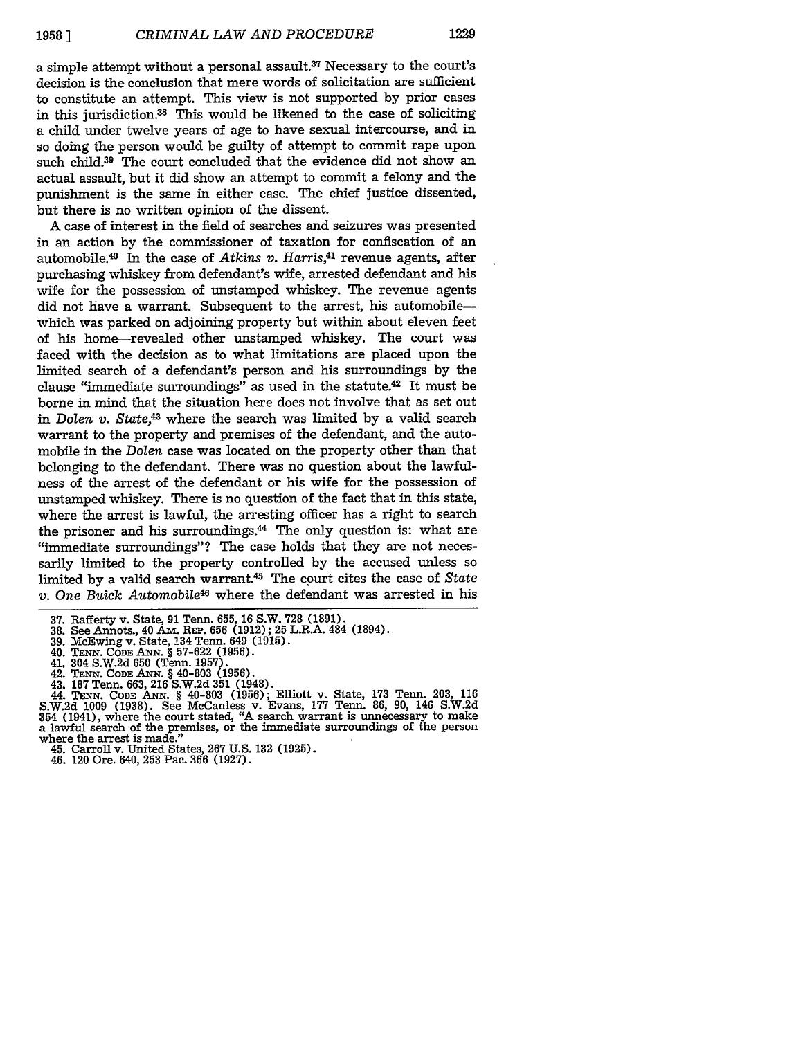a simple attempt without a personal assault.[37] Necessary to the court's decision is the conclusion that mere words of solicitation are sufficient to constitute an attempt. This view is not supported by prior cases in this jurisdiction.[38] This would be likened to the case of soliciting a child under twelve years of age to have sexual intercourse, and in so doing the person would be guilty of attempt to commit rape upon such child.[39] The court concluded that the evidence did not show an actual assault, but it did show an attempt to commit a felony and the punishment is the same in either case. The chief justice dissented, but there is no written opinion of the dissent.

A case of interest in the field of searches and seizures was presented in an action by the commissioner of taxation for confiscation of an automobile.[40] In the case of *Atkins v. Harris*,[41] revenue agents, after purchasing whiskey from defendant's wife, arrested defendant and his wife for the possession of unstamped whiskey. The revenue agents did not have a warrant. Subsequent to the arrest, his automobile—which was parked on adjoining property but within about eleven feet of his home—revealed other unstamped whiskey. The court was faced with the decision as to what limitations are placed upon the limited search of a defendant's person and his surroundings by the clause "immediate surroundings" as used in the statute.[42] It must be borne in mind that the situation here does not involve that as set out in *Dolen v. State*,[43] where the search was limited by a valid search warrant to the property and premises of the defendant, and the automobile in the *Dolen* case was located on the property other than that belonging to the defendant. There was no question about the lawfulness of the arrest of the defendant or his wife for the possession of unstamped whiskey. There is no question of the fact that in this state, where the arrest is lawful, the arresting officer has a right to search the prisoner and his surroundings.[44] The only question is: what are "immediate surroundings"? The case holds that they are not necessarily limited to the property controlled by the accused unless so limited by a valid search warrant.[45] The court cites the case of *State v. One Buick Automobile*[46] where the defendant was arrested in his

37. Rafferty v. State, 91 Tenn. 655, 16 S.W. 728 (1891).
38. See Annots., 40 AM. REP. 656 (1912); 25 L.R.A. 434 (1894).
39. McEwing v. State, 134 Tenn. 649 (1915).
40. TENN. CODE ANN. § 57-622 (1956).
41. 304 S.W.2d 650 (Tenn. 1957).
42. TENN. CODE ANN. § 40-803 (1956).
43. 187 Tenn. 663, 216 S.W.2d 351 (1948).
44. TENN. CODE ANN. § 40-803 (1956); Elliott v. State, 173 Tenn. 203, 116 S.W.2d 1009 (1938). See McCanless v. Evans, 177 Tenn. 86, 90, 146 S.W.2d 354 (1941), where the court stated, "A search warrant is unnecessary to make a lawful search of the premises, or the immediate surroundings of the person where the arrest is made."
45. Carroll v. United States, 267 U.S. 132 (1925).
46. 120 Ore. 640, 253 Pac. 366 (1927).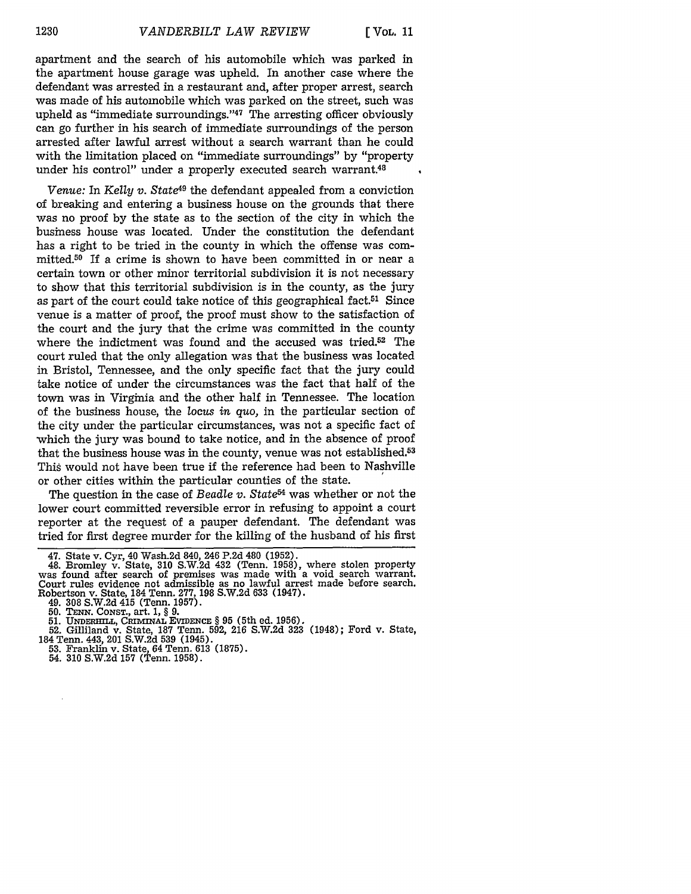apartment and the search of his automobile which was parked in the apartment house garage was upheld. In another case where the defendant was arrested in a restaurant and, after proper arrest, search was made of his automobile which was parked on the street, such was upheld as "immediate surroundings."[47] The arresting officer obviously can go further in his search of immediate surroundings of the person arrested after lawful arrest without a search warrant than he could with the limitation placed on "immediate surroundings" by "property under his control" under a properly executed search warrant.[48]

*Venue:* In *Kelly v. State*[49] the defendant appealed from a conviction of breaking and entering a business house on the grounds that there was no proof by the state as to the section of the city in which the business house was located. Under the constitution the defendant has a right to be tried in the county in which the offense was committed.[50] If a crime is shown to have been committed in or near a certain town or other minor territorial subdivision it is not necessary to show that this territorial subdivision is in the county, as the jury as part of the court could take notice of this geographical fact.[51] Since venue is a matter of proof, the proof must show to the satisfaction of the court and the jury that the crime was committed in the county where the indictment was found and the accused was tried.[52] The court ruled that the only allegation was that the business was located in Bristol, Tennessee, and the only specific fact that the jury could take notice of under the circumstances was the fact that half of the town was in Virginia and the other half in Tennessee. The location of the business house, the *locus in quo*, in the particular section of the city under the particular circumstances, was not a specific fact of which the jury was bound to take notice, and in the absence of proof that the business house was in the county, venue was not established.[53] This would not have been true if the reference had been to Nashville or other cities within the particular counties of the state.

The question in the case of *Beadle v. State*[54] was whether or not the lower court committed reversible error in refusing to appoint a court reporter at the request of a pauper defendant. The defendant was tried for first degree murder for the killing of the husband of his first

---

47. State v. Cyr, 40 Wash.2d 840, 246 P.2d 480 (1952).
48. Bromley v. State, 310 S.W.2d 432 (Tenn. 1958), where stolen property was found after search of premises was made with a void search warrant. Court rules evidence not admissible as no lawful arrest made before search. Robertson v. State, 184 Tenn. 277, 198 S.W.2d 633 (1947).
49. 308 S.W.2d 415 (Tenn. 1957).
50. TENN. CONST., art. 1, § 9.
51. UNDERHILL, CRIMINAL EVIDENCE § 95 (5th ed. 1956).
52. Gilliland v. State, 187 Tenn. 592, 216 S.W.2d 323 (1948); Ford v. State, 184 Tenn. 443, 201 S.W.2d 539 (1945).
53. Franklin v. State, 64 Tenn. 613 (1875).
54. 310 S.W.2d 157 (Tenn. 1958).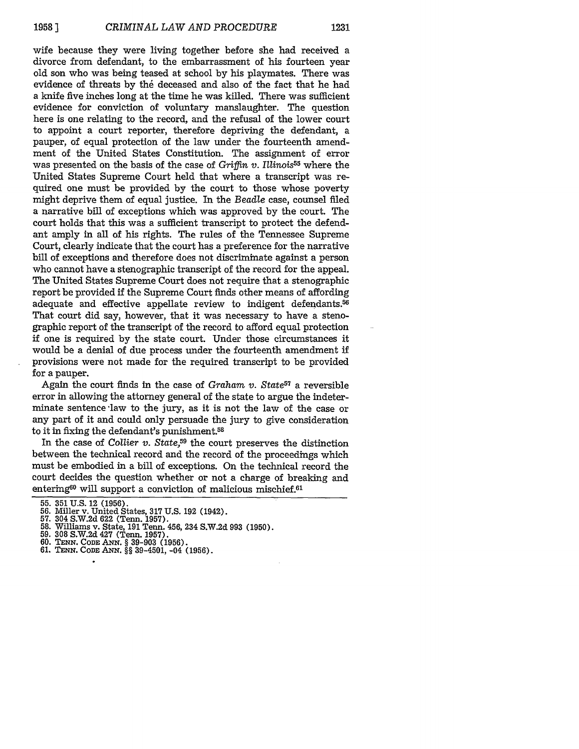wife because they were living together before she had received a divorce from defendant, to the embarrassment of his fourteen year old son who was being teased at school by his playmates. There was evidence of threats by the deceased and also of the fact that he had a knife five inches long at the time he was killed. There was sufficient evidence for conviction of voluntary manslaughter. The question here is one relating to the record, and the refusal of the lower court to appoint a court reporter, therefore depriving the defendant, a pauper, of equal protection of the law under the fourteenth amendment of the United States Constitution. The assignment of error was presented on the basis of the case of *Griffin v. Illinois*[55] where the United States Supreme Court held that where a transcript was required one must be provided by the court to those whose poverty might deprive them of equal justice. In the *Beadle* case, counsel filed a narrative bill of exceptions which was approved by the court. The court holds that this was a sufficient transcript to protect the defendant amply in all of his rights. The rules of the Tennessee Supreme Court, clearly indicate that the court has a preference for the narrative bill of exceptions and therefore does not discriminate against a person who cannot have a stenographic transcript of the record for the appeal. The United States Supreme Court does not require that a stenographic report be provided if the Supreme Court finds other means of affording adequate and effective appellate review to indigent defendants.[56] That court did say, however, that it was necessary to have a stenographic report of the transcript of the record to afford equal protection if one is required by the state court. Under those circumstances it would be a denial of due process under the fourteenth amendment if provisions were not made for the required transcript to be provided for a pauper.

Again the court finds in the case of *Graham v. State*[57] a reversible error in allowing the attorney general of the state to argue the indeterminate sentence law to the jury, as it is not the law of the case or any part of it and could only persuade the jury to give consideration to it in fixing the defendant's punishment.[58]

In the case of *Collier v. State*,[59] the court preserves the distinction between the technical record and the record of the proceedings which must be embodied in a bill of exceptions. On the technical record the court decides the question whether or not a charge of breaking and entering[60] will support a conviction of malicious mischief.[61]

---

55. 351 U.S. 12 (1956).
56. Miller v. United States, 317 U.S. 192 (1942).
57. 304 S.W.2d 622 (Tenn. 1957).
58. Williams v. State, 191 Tenn. 456, 234 S.W.2d 993 (1950).
59. 308 S.W.2d 427 (Tenn. 1957).
60. TENN. CODE ANN. § 39-903 (1956).
61. TENN. CODE ANN. §§ 39-4501, -04 (1956).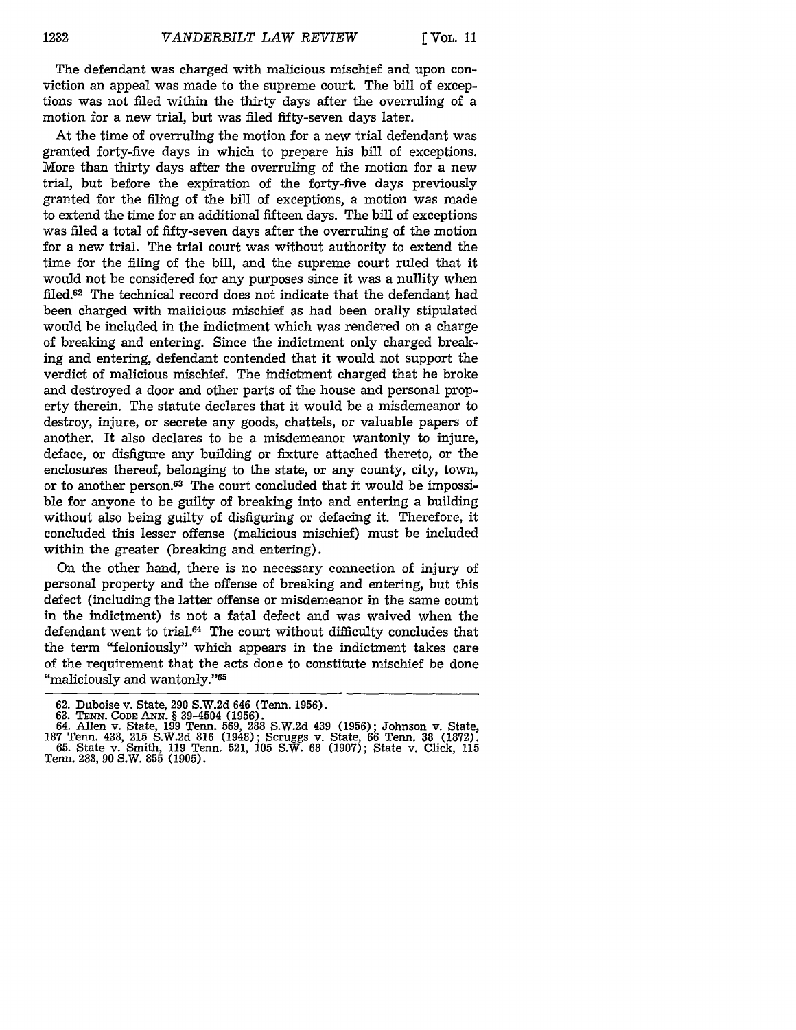The defendant was charged with malicious mischief and upon conviction an appeal was made to the supreme court. The bill of exceptions was not filed within the thirty days after the overruling of a motion for a new trial, but was filed fifty-seven days later.

At the time of overruling the motion for a new trial defendant was granted forty-five days in which to prepare his bill of exceptions. More than thirty days after the overruling of the motion for a new trial, but before the expiration of the forty-five days previously granted for the filing of the bill of exceptions, a motion was made to extend the time for an additional fifteen days. The bill of exceptions was filed a total of fifty-seven days after the overruling of the motion for a new trial. The trial court was without authority to extend the time for the filing of the bill, and the supreme court ruled that it would not be considered for any purposes since it was a nullity when filed.[62] The technical record does not indicate that the defendant had been charged with malicious mischief as had been orally stipulated would be included in the indictment which was rendered on a charge of breaking and entering. Since the indictment only charged breaking and entering, defendant contended that it would not support the verdict of malicious mischief. The indictment charged that he broke and destroyed a door and other parts of the house and personal property therein. The statute declares that it would be a misdemeanor to destroy, injure, or secrete any goods, chattels, or valuable papers of another. It also declares to be a misdemeanor wantonly to injure, deface, or disfigure any building or fixture attached thereto, or the enclosures thereof, belonging to the state, or any county, city, town, or to another person.[63] The court concluded that it would be impossible for anyone to be guilty of breaking into and entering a building without also being guilty of disfiguring or defacing it. Therefore, it concluded this lesser offense (malicious mischief) must be included within the greater (breaking and entering).

On the other hand, there is no necessary connection of injury of personal property and the offense of breaking and entering, but this defect (including the latter offense or misdemeanor in the same count in the indictment) is not a fatal defect and was waived when the defendant went to trial.[64] The court without difficulty concludes that the term "feloniously" which appears in the indictment takes care of the requirement that the acts done to constitute mischief be done "maliciously and wantonly."[65]

---

62. Duboise v. State, 290 S.W.2d 646 (Tenn. 1956).
63. TENN. CODE ANN. § 39-4504 (1956).
64. Allen v. State, 199 Tenn. 569, 288 S.W.2d 439 (1956); Johnson v. State, 187 Tenn. 438, 215 S.W.2d 816 (1948); Scruggs v. State, 66 Tenn. 38 (1872).
65. State v. Smith, 119 Tenn. 521, 105 S.W. 68 (1907); State v. Click, 115 Tenn. 283, 90 S.W. 855 (1905).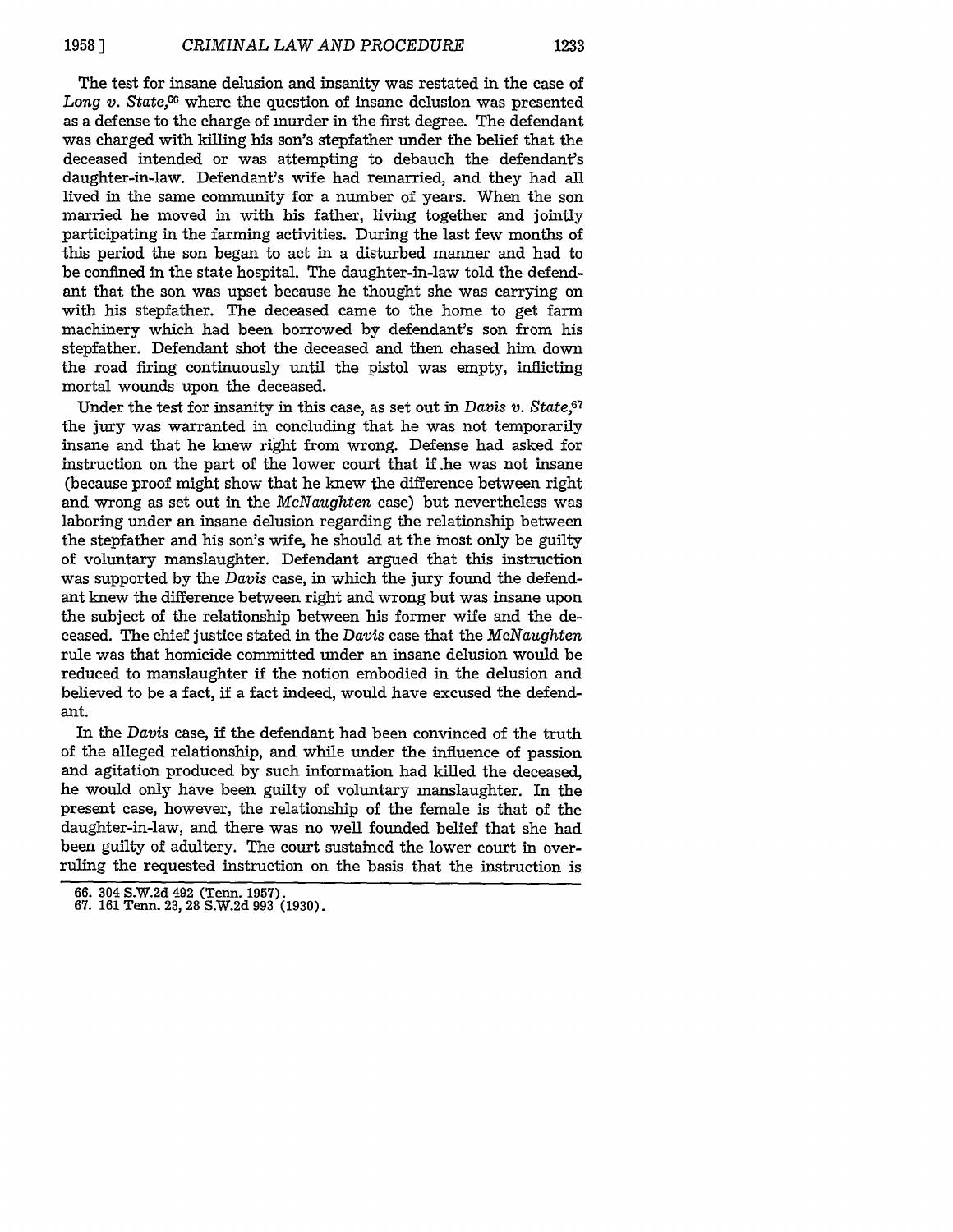The test for insane delusion and insanity was restated in the case of *Long v. State*,[66] where the question of insane delusion was presented as a defense to the charge of murder in the first degree. The defendant was charged with killing his son's stepfather under the belief that the deceased intended or was attempting to debauch the defendant's daughter-in-law. Defendant's wife had remarried, and they had all lived in the same community for a number of years. When the son married he moved in with his father, living together and jointly participating in the farming activities. During the last few months of this period the son began to act in a disturbed manner and had to be confined in the state hospital. The daughter-in-law told the defendant that the son was upset because he thought she was carrying on with his stepfather. The deceased came to the home to get farm machinery which had been borrowed by defendant's son from his stepfather. Defendant shot the deceased and then chased him down the road firing continuously until the pistol was empty, inflicting mortal wounds upon the deceased.

Under the test for insanity in this case, as set out in *Davis v. State*,[67] the jury was warranted in concluding that he was not temporarily insane and that he knew right from wrong. Defense had asked for instruction on the part of the lower court that if he was not insane (because proof might show that he knew the difference between right and wrong as set out in the *McNaughten* case) but nevertheless was laboring under an insane delusion regarding the relationship between the stepfather and his son's wife, he should at the most only be guilty of voluntary manslaughter. Defendant argued that this instruction was supported by the *Davis* case, in which the jury found the defendant knew the difference between right and wrong but was insane upon the subject of the relationship between his former wife and the deceased. The chief justice stated in the *Davis* case that the *McNaughten* rule was that homicide committed under an insane delusion would be reduced to manslaughter if the notion embodied in the delusion and believed to be a fact, if a fact indeed, would have excused the defendant.

In the *Davis* case, if the defendant had been convinced of the truth of the alleged relationship, and while under the influence of passion and agitation produced by such information had killed the deceased, he would only have been guilty of voluntary manslaughter. In the present case, however, the relationship of the female is that of the daughter-in-law, and there was no well founded belief that she had been guilty of adultery. The court sustained the lower court in overruling the requested instruction on the basis that the instruction is

66. 304 S.W.2d 492 (Tenn. 1957).

67. 161 Tenn. 23, 28 S.W.2d 993 (1930).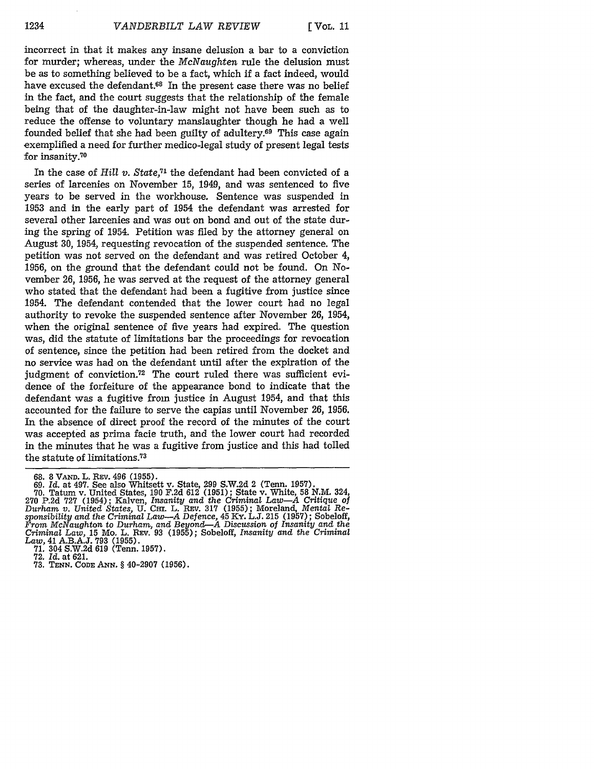incorrect in that it makes any insane delusion a bar to a conviction for murder; whereas, under the *McNaughten* rule the delusion must be as to something believed to be a fact, which if a fact indeed, would have excused the defendant.[68] In the present case there was no belief in the fact, and the court suggests that the relationship of the female being that of the daughter-in-law might not have been such as to reduce the offense to voluntary manslaughter though he had a well founded belief that she had been guilty of adultery.[69] This case again exemplified a need for further medico-legal study of present legal tests for insanity.[70]

In the case of *Hill v. State*,[71] the defendant had been convicted of a series of larcenies on November 15, 1949, and was sentenced to five years to be served in the workhouse. Sentence was suspended in 1953 and in the early part of 1954 the defendant was arrested for several other larcenies and was out on bond and out of the state during the spring of 1954. Petition was filed by the attorney general on August 30, 1954, requesting revocation of the suspended sentence. The petition was not served on the defendant and was retired October 4, 1956, on the ground that the defendant could not be found. On November 26, 1956, he was served at the request of the attorney general who stated that the defendant had been a fugitive from justice since 1954. The defendant contended that the lower court had no legal authority to revoke the suspended sentence after November 26, 1954, when the original sentence of five years had expired. The question was, did the statute of limitations bar the proceedings for revocation of sentence, since the petition had been retired from the docket and no service was had on the defendant until after the expiration of the judgment of conviction.[72] The court ruled there was sufficient evidence of the forfeiture of the appearance bond to indicate that the defendant was a fugitive from justice in August 1954, and that this accounted for the failure to serve the capias until November 26, 1956. In the absence of direct proof the record of the minutes of the court was accepted as prima facie truth, and the lower court had recorded in the minutes that he was a fugitive from justice and this had tolled the statute of limitations.[73]

---

68. 8 VAND. L. REV. 496 (1955).
69. *Id.* at 497. See also Whitsett v. State, 299 S.W.2d 2 (Tenn. 1957).
70. Tatum v. United States, 190 F.2d 612 (1951); State v. White, 58 N.M. 324, 270 P.2d 727 (1954); Kalven, *Insanity and the Criminal Law—A Critique of Durham v. United States*, U. CHI. L. REV. 317 (1955); Moreland, *Mental Responsibility and the Criminal Law—A Defence*, 45 KY. L.J. 215 (1957); Sobeloff, *From McNaughton to Durham, and Beyond—A Discussion of Insanity and the Criminal Law*, 15 MO. L. REV. 93 (1955); Sobeloff, *Insanity and the Criminal Law*, 41 A.B.A.J. 793 (1955).
71. 304 S.W.2d 619 (Tenn. 1957).
72. *Id.* at 621.
73. TENN. CODE ANN. § 40-2907 (1956).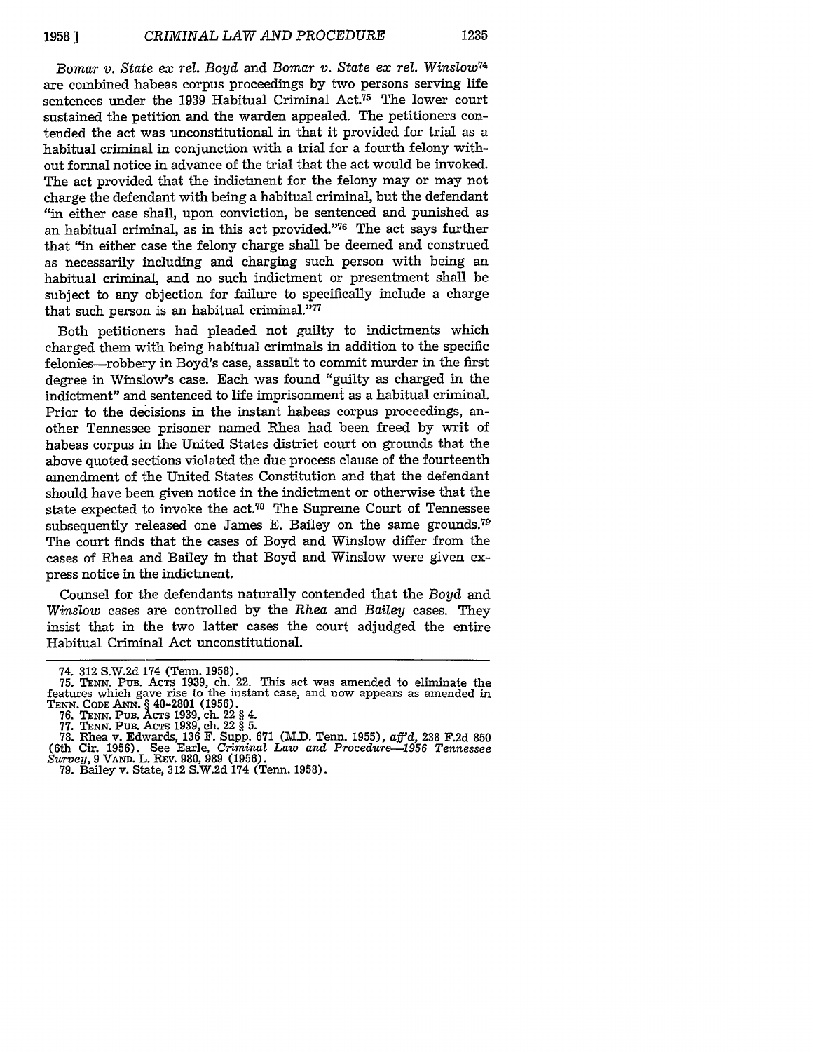*Bomar v. State ex rel. Boyd* and *Bomar v. State ex rel. Winslow*[74] are combined habeas corpus proceedings by two persons serving life sentences under the 1939 Habitual Criminal Act.[75] The lower court sustained the petition and the warden appealed. The petitioners contended the act was unconstitutional in that it provided for trial as a habitual criminal in conjunction with a trial for a fourth felony without formal notice in advance of the trial that the act would be invoked. The act provided that the indictment for the felony may or may not charge the defendant with being a habitual criminal, but the defendant "in either case shall, upon conviction, be sentenced and punished as an habitual criminal, as in this act provided."[76] The act says further that "in either case the felony charge shall be deemed and construed as necessarily including and charging such person with being an habitual criminal, and no such indictment or presentment shall be subject to any objection for failure to specifically include a charge that such person is an habitual criminal."[77]

Both petitioners had pleaded not guilty to indictments which charged them with being habitual criminals in addition to the specific felonies—robbery in Boyd's case, assault to commit murder in the first degree in Winslow's case. Each was found "guilty as charged in the indictment" and sentenced to life imprisonment as a habitual criminal. Prior to the decisions in the instant habeas corpus proceedings, another Tennessee prisoner named Rhea had been freed by writ of habeas corpus in the United States district court on grounds that the above quoted sections violated the due process clause of the fourteenth amendment of the United States Constitution and that the defendant should have been given notice in the indictment or otherwise that the state expected to invoke the act.[78] The Supreme Court of Tennessee subsequently released one James E. Bailey on the same grounds.[79] The court finds that the cases of Boyd and Winslow differ from the cases of Rhea and Bailey in that Boyd and Winslow were given express notice in the indictment.

Counsel for the defendants naturally contended that the *Boyd* and *Winslow* cases are controlled by the *Rhea* and *Bailey* cases. They insist that in the two latter cases the court adjudged the entire Habitual Criminal Act unconstitutional.

---

74. 312 S.W.2d 174 (Tenn. 1958).
75. TENN. PUB. ACTS 1939, ch. 22. This act was amended to eliminate the features which gave rise to the instant case, and now appears as amended in TENN. CODE ANN. § 40-2801 (1956).
76. TENN. PUB. ACTS 1939, ch. 22 § 4.
77. TENN. PUB. ACTS 1939, ch. 22 § 5.
78. Rhea v. Edwards, 136 F. Supp. 671 (M.D. Tenn. 1955), *aff'd*, 238 F.2d 850 (6th Cir. 1956). See Earle, *Criminal Law and Procedure—1956 Tennessee Survey*, 9 VAND. L. REV. 980, 989 (1956).
79. Bailey v. State, 312 S.W.2d 174 (Tenn. 1958).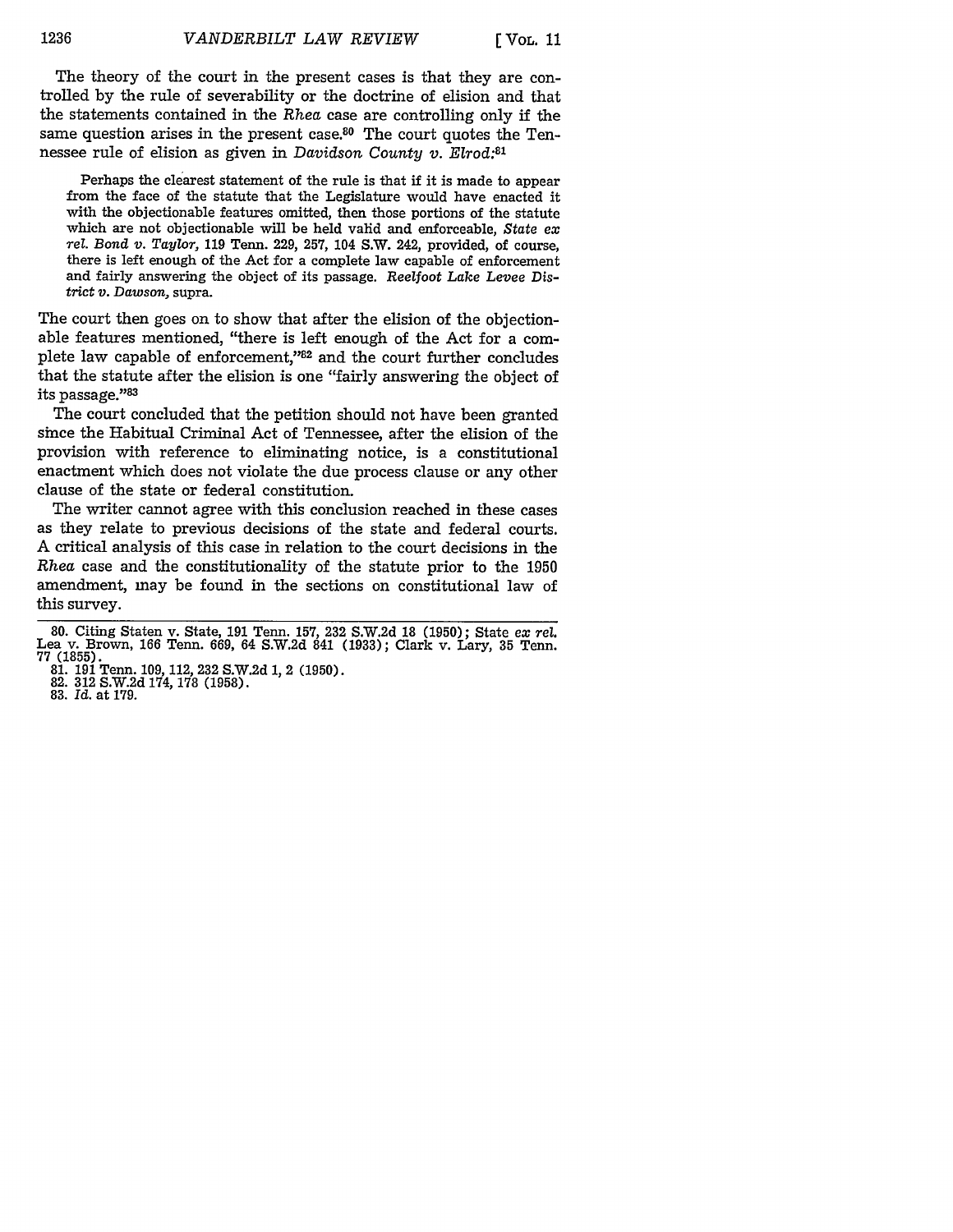The theory of the court in the present cases is that they are controlled by the rule of severability or the doctrine of elision and that the statements contained in the *Rhea* case are controlling only if the same question arises in the present case.[80] The court quotes the Tennessee rule of elision as given in *Davidson County v. Elrod:*[81]

> Perhaps the clearest statement of the rule is that if it is made to appear from the face of the statute that the Legislature would have enacted it with the objectionable features omitted, then those portions of the statute which are not objectionable will be held valid and enforceable, *State ex rel. Bond v. Taylor,* 119 Tenn. 229, 257, 104 S.W. 242, provided, of course, there is left enough of the Act for a complete law capable of enforcement and fairly answering the object of its passage. *Reelfoot Lake Levee District v. Dawson,* supra.

The court then goes on to show that after the elision of the objectionable features mentioned, "there is left enough of the Act for a complete law capable of enforcement,"[82] and the court further concludes that the statute after the elision is one "fairly answering the object of its passage."[83]

The court concluded that the petition should not have been granted since the Habitual Criminal Act of Tennessee, after the elision of the provision with reference to eliminating notice, is a constitutional enactment which does not violate the due process clause or any other clause of the state or federal constitution.

The writer cannot agree with this conclusion reached in these cases as they relate to previous decisions of the state and federal courts. A critical analysis of this case in relation to the court decisions in the *Rhea* case and the constitutionality of the statute prior to the 1950 amendment, may be found in the sections on constitutional law of this survey.

---

80. Citing Staten v. State, 191 Tenn. 157, 232 S.W.2d 18 (1950); State *ex rel.* Lea v. Brown, 166 Tenn. 669, 64 S.W.2d 841 (1933); Clark v. Lary, 35 Tenn. 77 (1855).

81. 191 Tenn. 109, 112, 232 S.W.2d 1, 2 (1950).

82. 312 S.W.2d 174, 178 (1958).

83. *Id.* at 179.